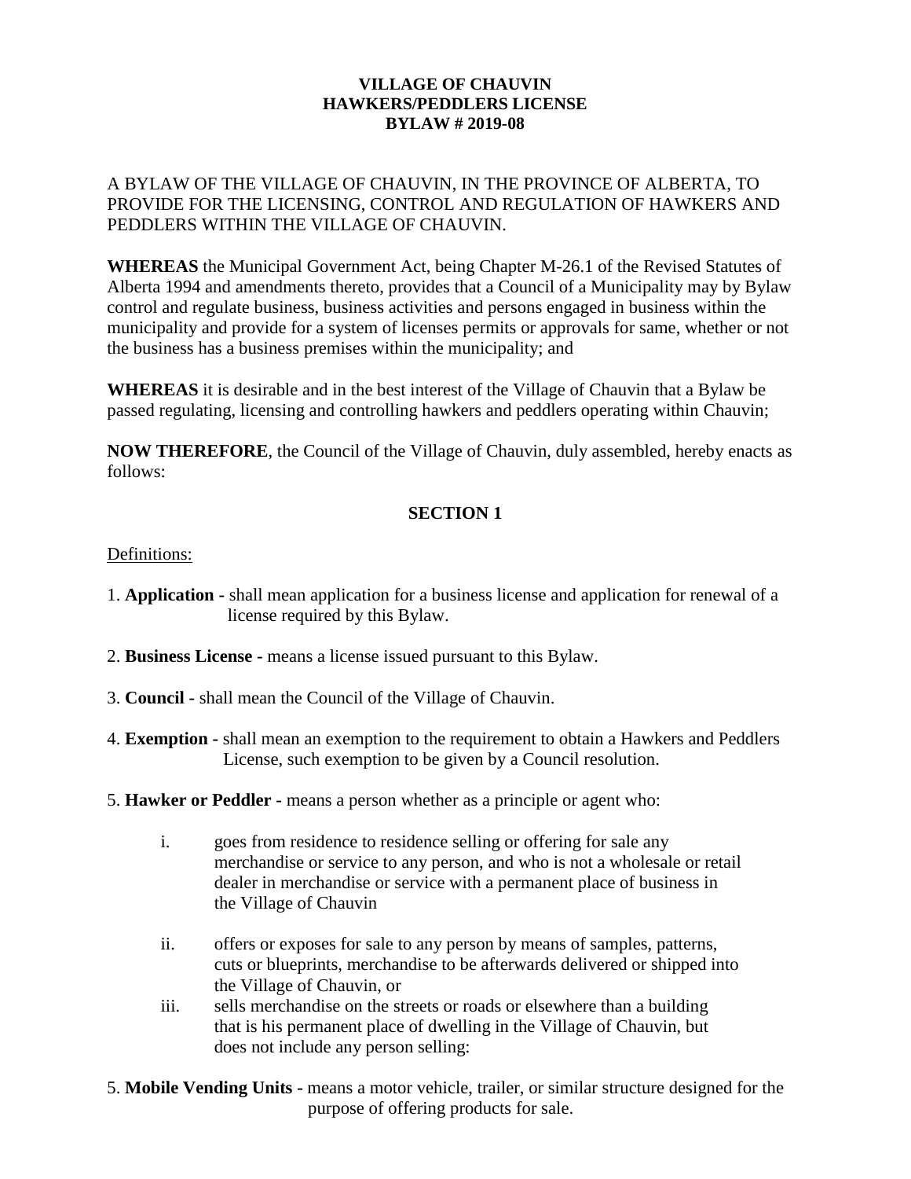**VILLAGE OF CHAUVIN**
**HAWKERS/PEDDLERS LICENSE**
**BYLAW # 2019-08**

A BYLAW OF THE VILLAGE OF CHAUVIN, IN THE PROVINCE OF ALBERTA, TO PROVIDE FOR THE LICENSING, CONTROL AND REGULATION OF HAWKERS AND PEDDLERS WITHIN THE VILLAGE OF CHAUVIN.

**WHEREAS** the Municipal Government Act, being Chapter M-26.1 of the Revised Statutes of Alberta 1994 and amendments thereto, provides that a Council of a Municipality may by Bylaw control and regulate business, business activities and persons engaged in business within the municipality and provide for a system of licenses permits or approvals for same, whether or not the business has a business premises within the municipality; and

**WHEREAS** it is desirable and in the best interest of the Village of Chauvin that a Bylaw be passed regulating, licensing and controlling hawkers and peddlers operating within Chauvin;

**NOW THEREFORE**, the Council of the Village of Chauvin, duly assembled, hereby enacts as follows:

## SECTION 1

Definitions:

1. **Application -** shall mean application for a business license and application for renewal of a license required by this Bylaw.

2. **Business License -** means a license issued pursuant to this Bylaw.

3. **Council -** shall mean the Council of the Village of Chauvin.

4. **Exemption -** shall mean an exemption to the requirement to obtain a Hawkers and Peddlers License, such exemption to be given by a Council resolution.

5. **Hawker or Peddler -** means a person whether as a principle or agent who:

   i. goes from residence to residence selling or offering for sale any merchandise or service to any person, and who is not a wholesale or retail dealer in merchandise or service with a permanent place of business in the Village of Chauvin

   ii. offers or exposes for sale to any person by means of samples, patterns, cuts or blueprints, merchandise to be afterwards delivered or shipped into the Village of Chauvin, or

   iii. sells merchandise on the streets or roads or elsewhere than a building that is his permanent place of dwelling in the Village of Chauvin, but does not include any person selling:

5. **Mobile Vending Units -** means a motor vehicle, trailer, or similar structure designed for the purpose of offering products for sale.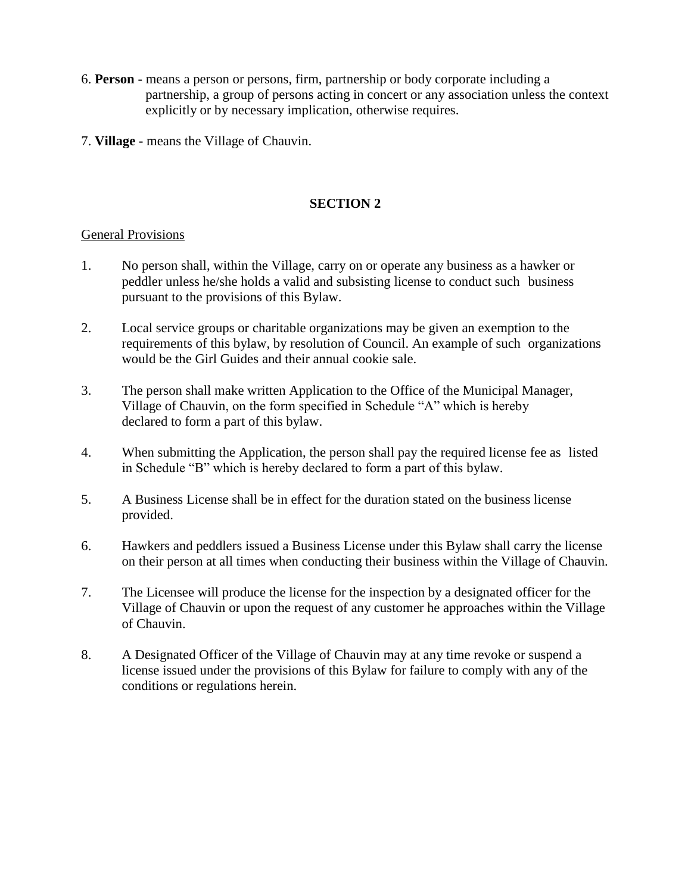6. **Person -** means a person or persons, firm, partnership or body corporate including a partnership, a group of persons acting in concert or any association unless the context explicitly or by necessary implication, otherwise requires.

7. **Village -** means the Village of Chauvin.

## SECTION 2

General Provisions

1. No person shall, within the Village, carry on or operate any business as a hawker or peddler unless he/she holds a valid and subsisting license to conduct such business pursuant to the provisions of this Bylaw.

2. Local service groups or charitable organizations may be given an exemption to the requirements of this bylaw, by resolution of Council. An example of such organizations would be the Girl Guides and their annual cookie sale.

3. The person shall make written Application to the Office of the Municipal Manager, Village of Chauvin, on the form specified in Schedule "A" which is hereby declared to form a part of this bylaw.

4. When submitting the Application, the person shall pay the required license fee as listed in Schedule "B" which is hereby declared to form a part of this bylaw.

5. A Business License shall be in effect for the duration stated on the business license provided.

6. Hawkers and peddlers issued a Business License under this Bylaw shall carry the license on their person at all times when conducting their business within the Village of Chauvin.

7. The Licensee will produce the license for the inspection by a designated officer for the Village of Chauvin or upon the request of any customer he approaches within the Village of Chauvin.

8. A Designated Officer of the Village of Chauvin may at any time revoke or suspend a license issued under the provisions of this Bylaw for failure to comply with any of the conditions or regulations herein.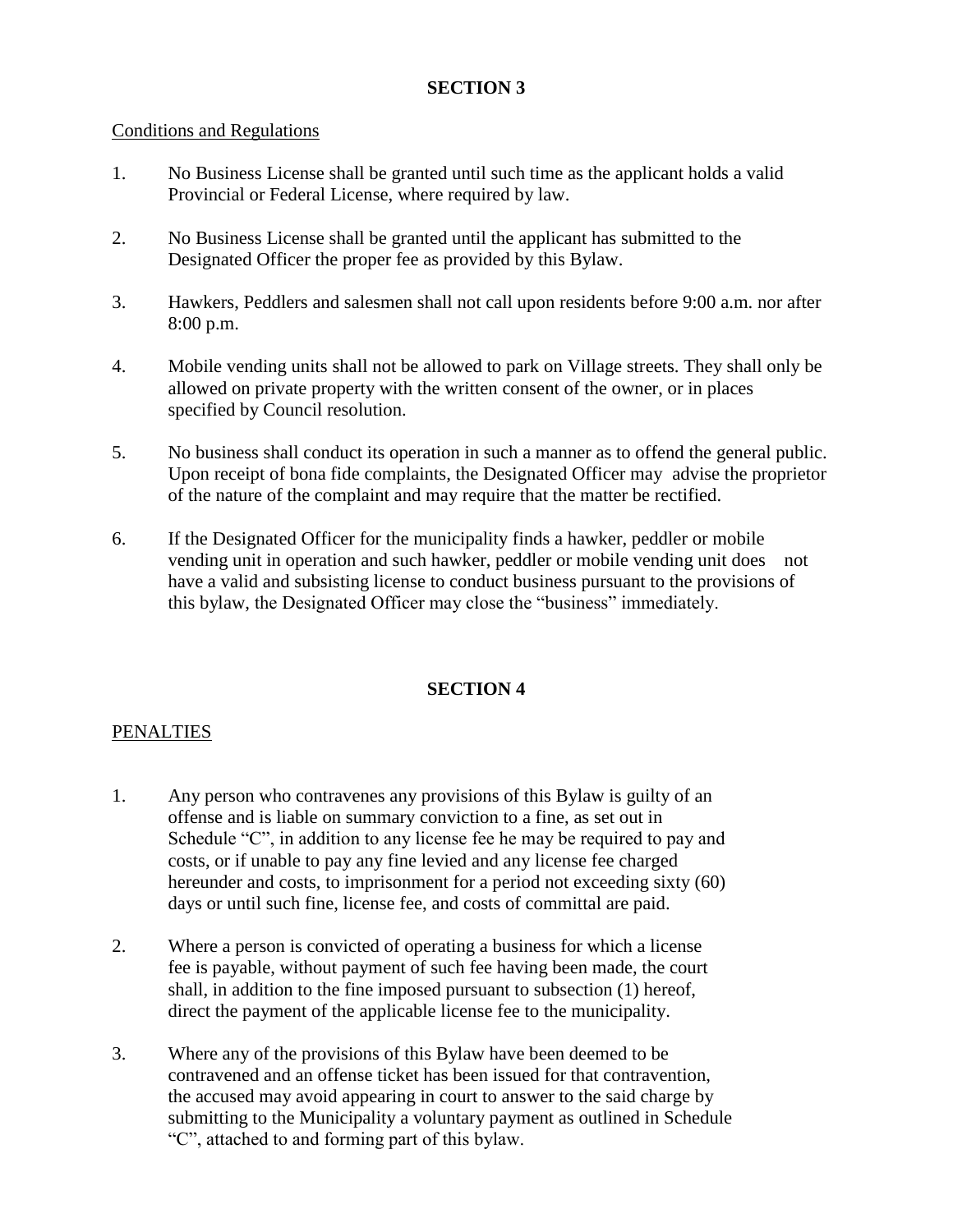## SECTION 3

Conditions and Regulations

1. No Business License shall be granted until such time as the applicant holds a valid Provincial or Federal License, where required by law.

2. No Business License shall be granted until the applicant has submitted to the Designated Officer the proper fee as provided by this Bylaw.

3. Hawkers, Peddlers and salesmen shall not call upon residents before 9:00 a.m. nor after 8:00 p.m.

4. Mobile vending units shall not be allowed to park on Village streets. They shall only be allowed on private property with the written consent of the owner, or in places specified by Council resolution.

5. No business shall conduct its operation in such a manner as to offend the general public. Upon receipt of bona fide complaints, the Designated Officer may advise the proprietor of the nature of the complaint and may require that the matter be rectified.

6. If the Designated Officer for the municipality finds a hawker, peddler or mobile vending unit in operation and such hawker, peddler or mobile vending unit does not have a valid and subsisting license to conduct business pursuant to the provisions of this bylaw, the Designated Officer may close the "business" immediately.

## SECTION 4

PENALTIES

1. Any person who contravenes any provisions of this Bylaw is guilty of an offense and is liable on summary conviction to a fine, as set out in Schedule "C", in addition to any license fee he may be required to pay and costs, or if unable to pay any fine levied and any license fee charged hereunder and costs, to imprisonment for a period not exceeding sixty (60) days or until such fine, license fee, and costs of committal are paid.

2. Where a person is convicted of operating a business for which a license fee is payable, without payment of such fee having been made, the court shall, in addition to the fine imposed pursuant to subsection (1) hereof, direct the payment of the applicable license fee to the municipality.

3. Where any of the provisions of this Bylaw have been deemed to be contravened and an offense ticket has been issued for that contravention, the accused may avoid appearing in court to answer to the said charge by submitting to the Municipality a voluntary payment as outlined in Schedule "C", attached to and forming part of this bylaw.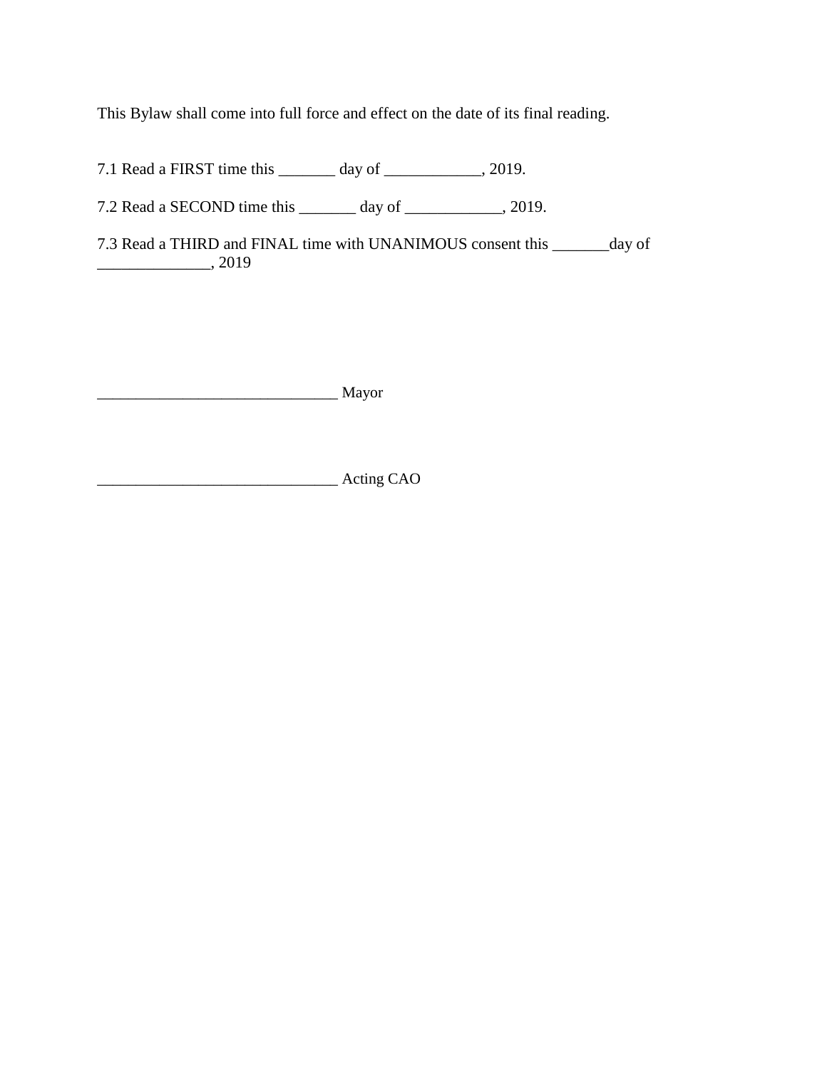This Bylaw shall come into full force and effect on the date of its final reading.

7.1 Read a FIRST time this _______ day of ____________, 2019.

7.2 Read a SECOND time this _______ day of ____________, 2019.

7.3 Read a THIRD and FINAL time with UNANIMOUS consent this _______day of ______________, 2019

_______________________________ Mayor

_______________________________ Acting CAO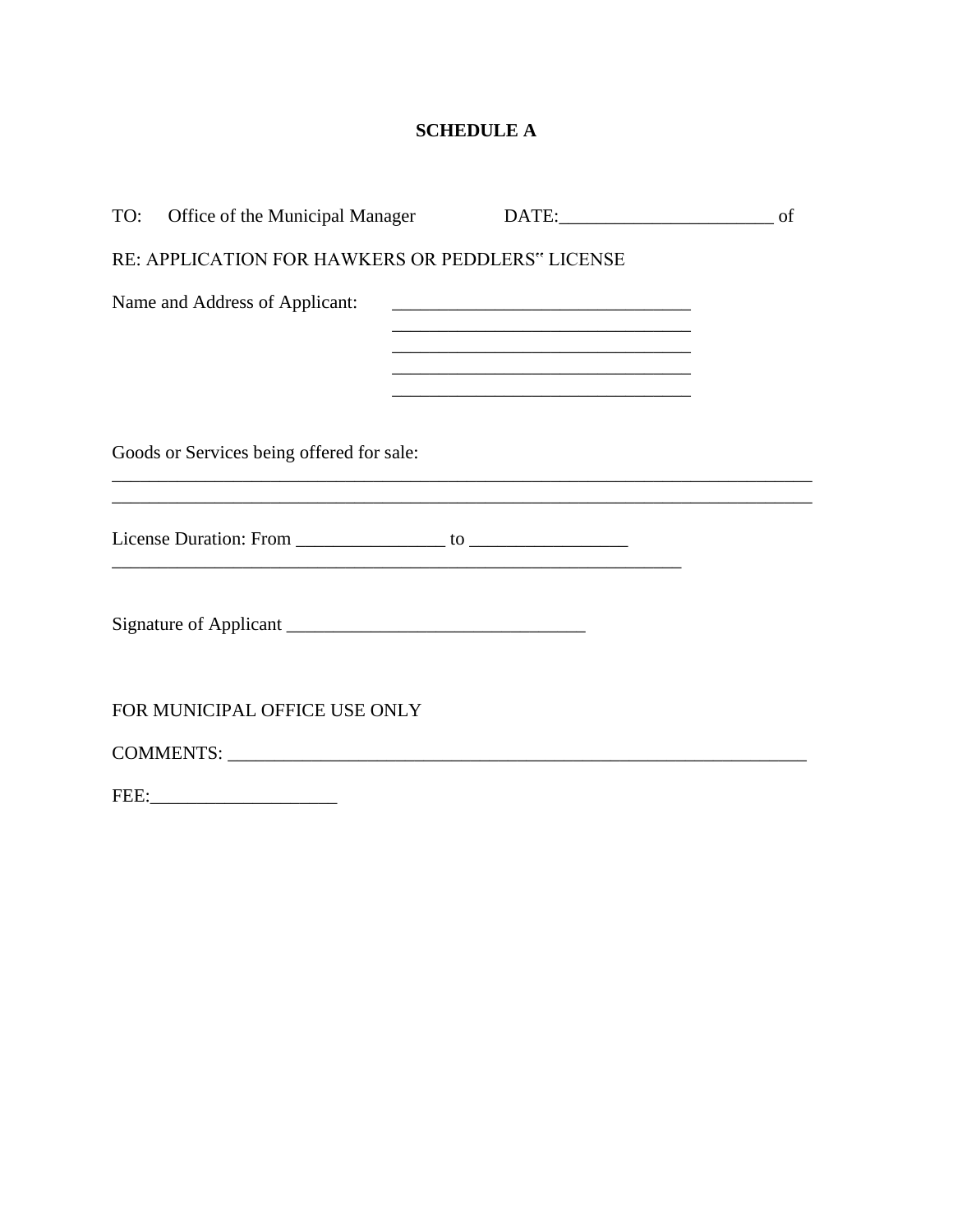# SCHEDULE A

TO: Office of the Municipal Manager DATE:_______________________ of

RE: APPLICATION FOR HAWKERS OR PEDDLERS" LICENSE

Name and Address of Applicant: _________________________________
_________________________________
_________________________________
_________________________________
_________________________________

Goods or Services being offered for sale:
_______________________________________________________________________________
_______________________________________________________________________________

License Duration: From ________________ to _________________
_________________________________________________________________

Signature of Applicant ________________________________

FOR MUNICIPAL OFFICE USE ONLY

COMMENTS: _________________________________________________________________

FEE:____________________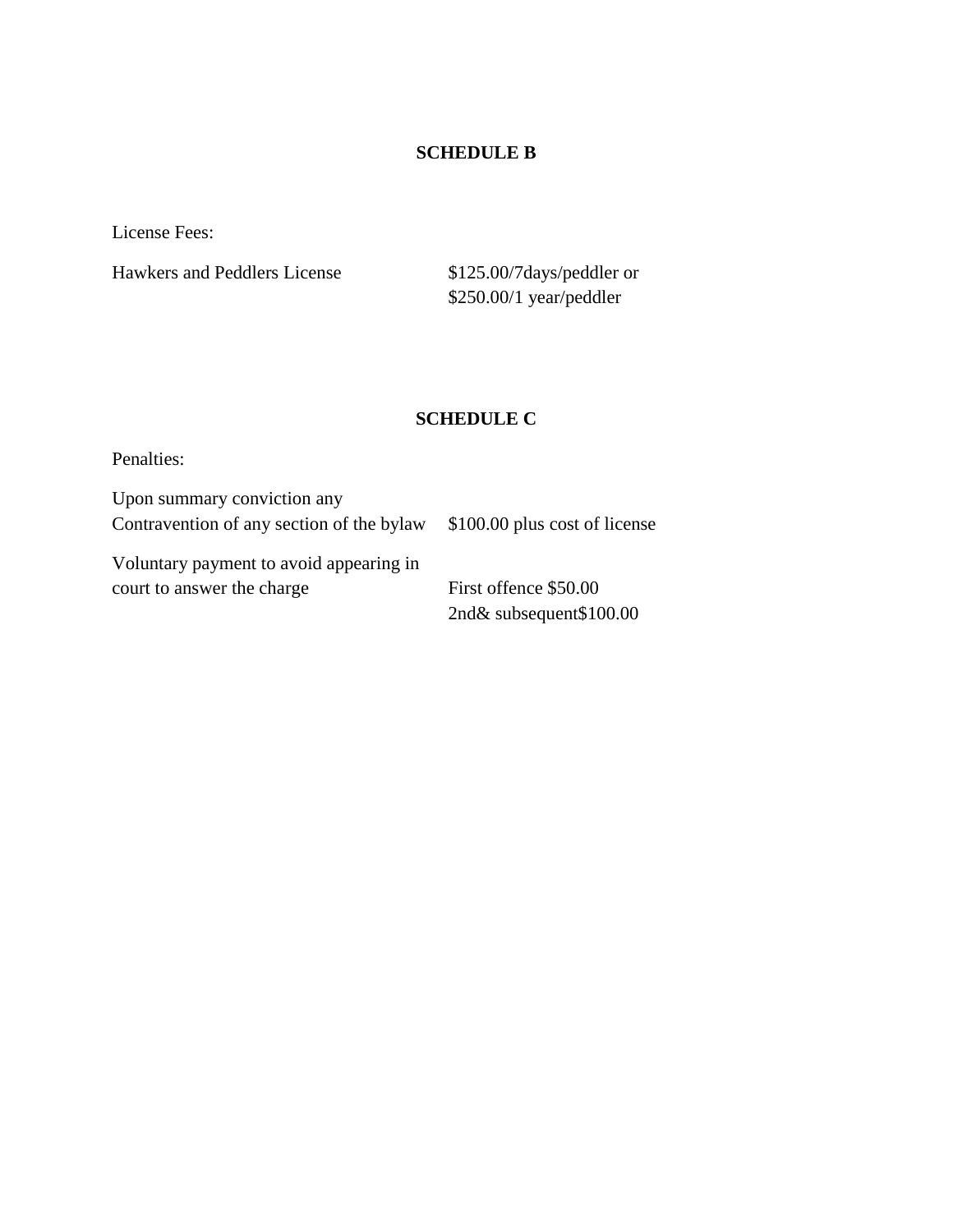## SCHEDULE B

License Fees:

| | |
|---|---|
| Hawkers and Peddlers License | $125.00/7days/peddler or<br>$250.00/1 year/peddler |

## SCHEDULE C

Penalties:

| | |
|---|---|
| Upon summary conviction any Contravention of any section of the bylaw | $100.00 plus cost of license |
| Voluntary payment to avoid appearing in court to answer the charge | First offence $50.00<br>2nd& subsequent$100.00 |